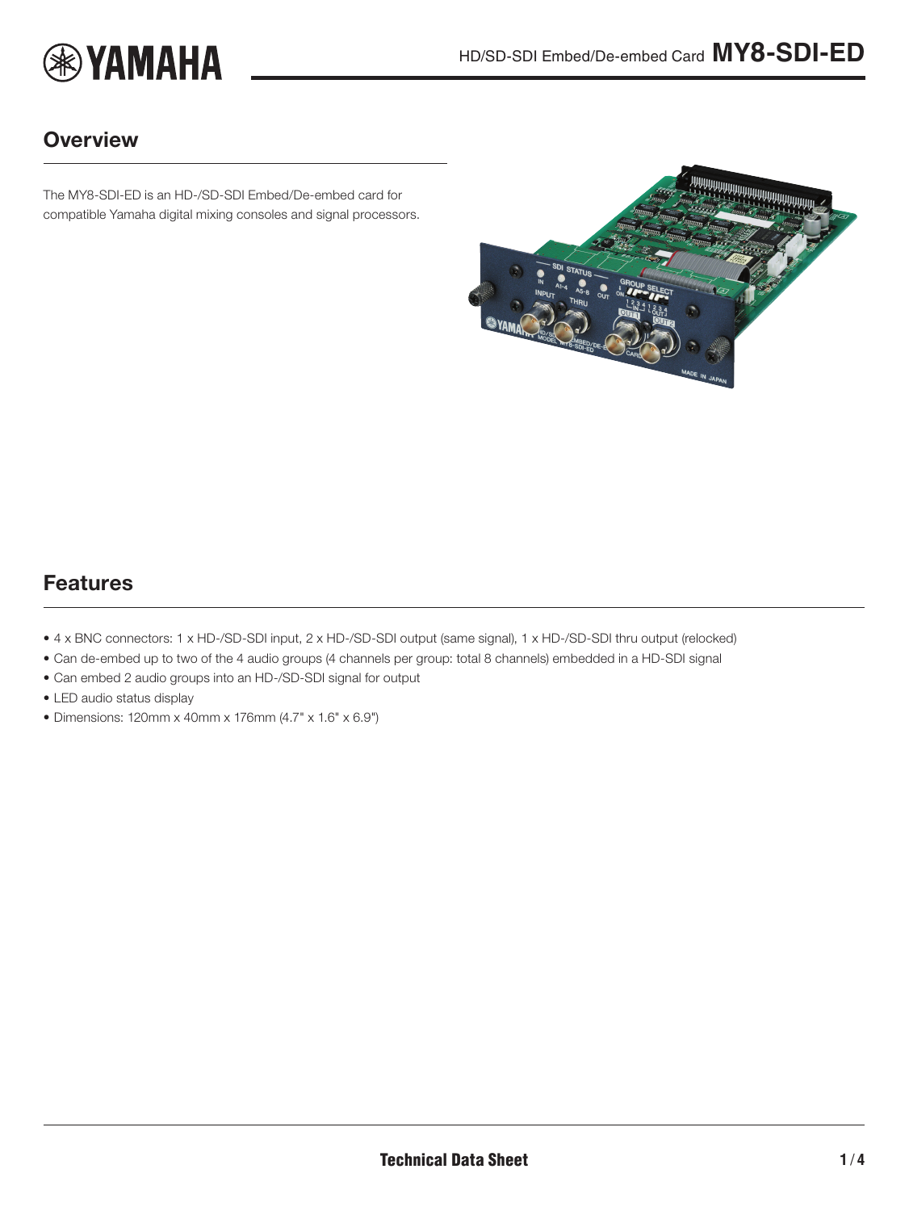# HD/SD-SDI Embed/De-embed Card MY8-SDI-ED

## Overview

The MY8-SDI-ED is an HD-/SD-SDI Embed/De-embed card for compatible Yamaha digital mixing consoles and signal processors.

## Features

- 4 x BNC connectors: 1 x HD-/SD-SDI input, 2 x HD-/SD-SDI output (same signal), 1 x HD-/SD-SDI thru output (relocked)
- Can de-embed up to two of the 4 audio groups (4 channels per group: total 8 channels) embedded in a HD-SDI signal
- Can embed 2 audio groups into an HD-/SD-SDI signal for output
- LED audio status display
- Dimensions: 120mm x 40mm x 176mm (4.7" x 1.6" x 6.9")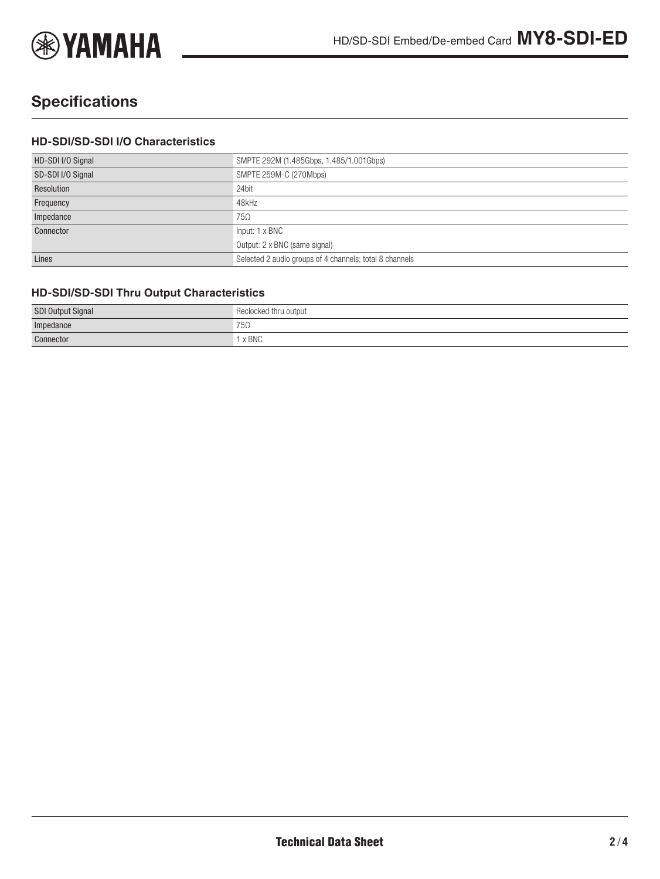## Specifications

### HD-SDI/SD-SDI I/O Characteristics

| | |
|---|---|
| HD-SDI I/O Signal | SMPTE 292M (1.485Gbps, 1.485/1.001Gbps) |
| SD-SDI I/O Signal | SMPTE 259M-C (270Mbps) |
| Resolution | 24bit |
| Frequency | 48kHz |
| Impedance | 75Ω |
| Connector | Input: 1 x BNC |
| | Output: 2 x BNC (same signal) |
| Lines | Selected 2 audio groups of 4 channels; total 8 channels |

### HD-SDI/SD-SDI Thru Output Characteristics

| | |
|---|---|
| SDI Output Signal | Reclocked thru output |
| Impedance | 75Ω |
| Connector | 1 x BNC |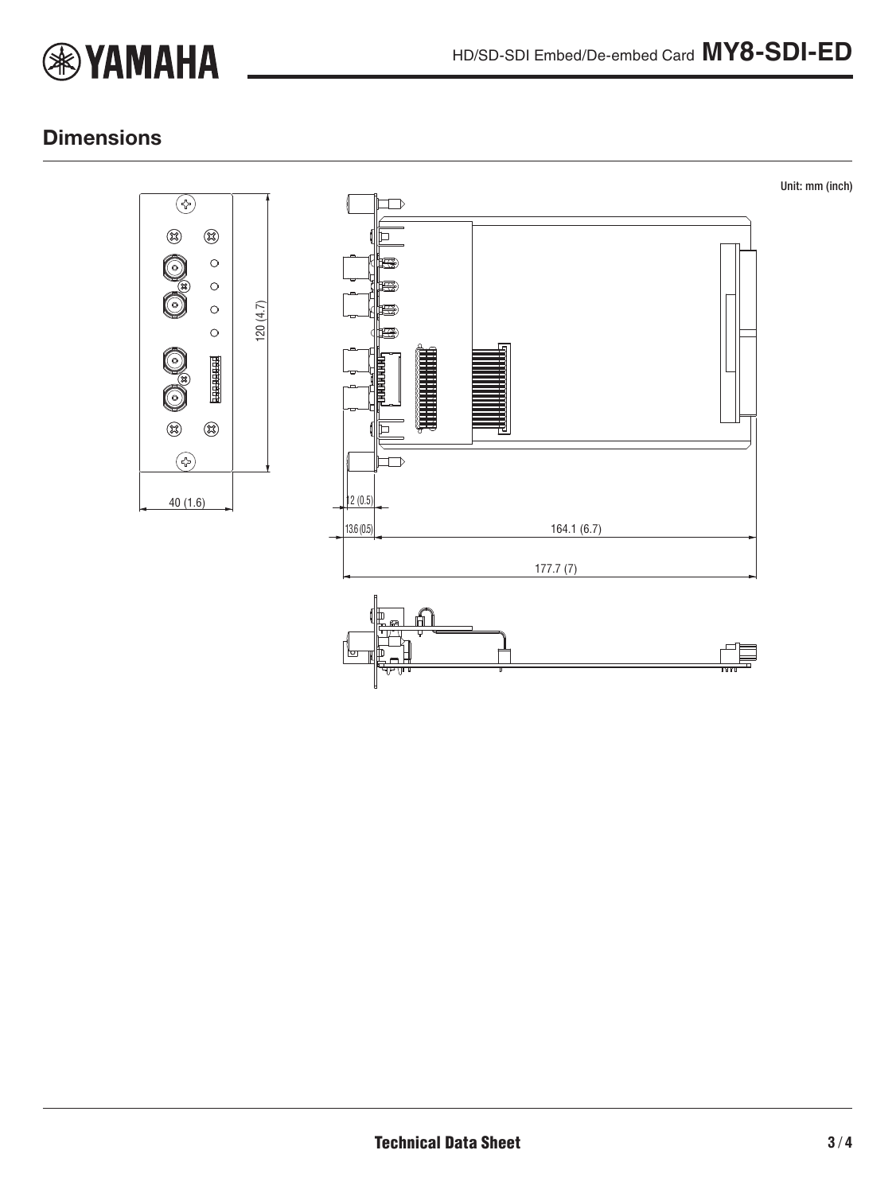## Dimensions

Unit: mm (inch)

40 (1.6)

120 (4.7)

12 (0.5)

13.6 (0.5)

164.1 (6.7)

177.7 (7)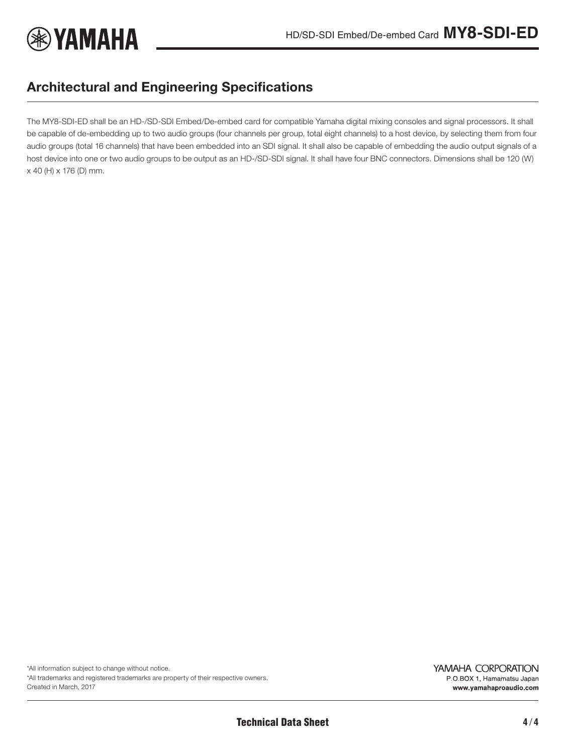## Architectural and Engineering Specifications

The MY8-SDI-ED shall be an HD-/SD-SDI Embed/De-embed card for compatible Yamaha digital mixing consoles and signal processors. It shall be capable of de-embedding up to two audio groups (four channels per group, total eight channels) to a host device, by selecting them from four audio groups (total 16 channels) that have been embedded into an SDI signal. It shall also be capable of embedding the audio output signals of a host device into one or two audio groups to be output as an HD-/SD-SDI signal. It shall have four BNC connectors. Dimensions shall be 120 (W) x 40 (H) x 176 (D) mm.

*All information subject to change without notice.
*All trademarks and registered trademarks are property of their respective owners.
Created in March, 2017

YAMAHA CORPORATION
P.O.BOX 1, Hamamatsu Japan
**www.yamahaproaudio.com**